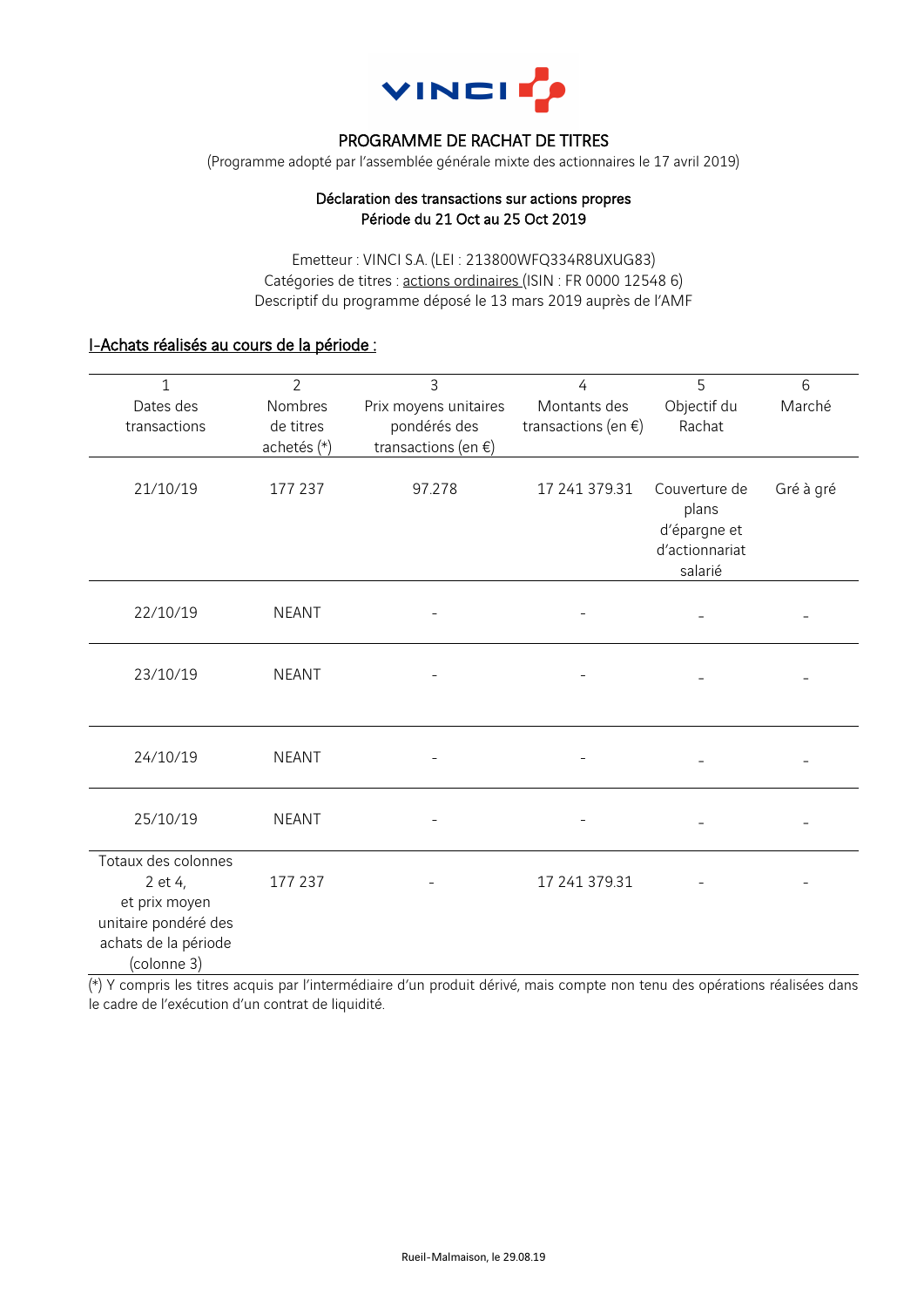# PROGRAMME DE RACHAT DE TITRES

(Programme adopté par l'assemblée générale mixte des actionnaires le 17 avril 2019)

## Déclaration des transactions sur actions propres
## Période du 21 Oct au 25 Oct 2019

Emetteur : VINCI S.A. (LEI : 213800WFQ334R8UXUG83)
Catégories de titres : actions ordinaires (ISIN : FR 0000 12548 6)
Descriptif du programme déposé le 13 mars 2019 auprès de l'AMF

### I-Achats réalisés au cours de la période :

| 1<br>Dates des transactions | 2<br>Nombres de titres achetés (*) | 3<br>Prix moyens unitaires pondérés des transactions (en €) | 4<br>Montants des transactions (en €) | 5<br>Objectif du Rachat | 6<br>Marché |
|---|---|---|---|---|---|
| 21/10/19 | 177 237 | 97.278 | 17 241 379.31 | Couverture de plans d'épargne et d'actionnariat salarié | Gré à gré |
| 22/10/19 | NEANT | - | - | - | - |
| 23/10/19 | NEANT | - | - | - | - |
| 24/10/19 | NEANT | - | - | - | - |
| 25/10/19 | NEANT | - | - | - | - |
| Totaux des colonnes 2 et 4, et prix moyen unitaire pondéré des achats de la période (colonne 3) | 177 237 | - | 17 241 379.31 | - | - |

(*) Y compris les titres acquis par l'intermédiaire d'un produit dérivé, mais compte non tenu des opérations réalisées dans le cadre de l'exécution d'un contrat de liquidité.

Rueil-Malmaison, le 29.08.19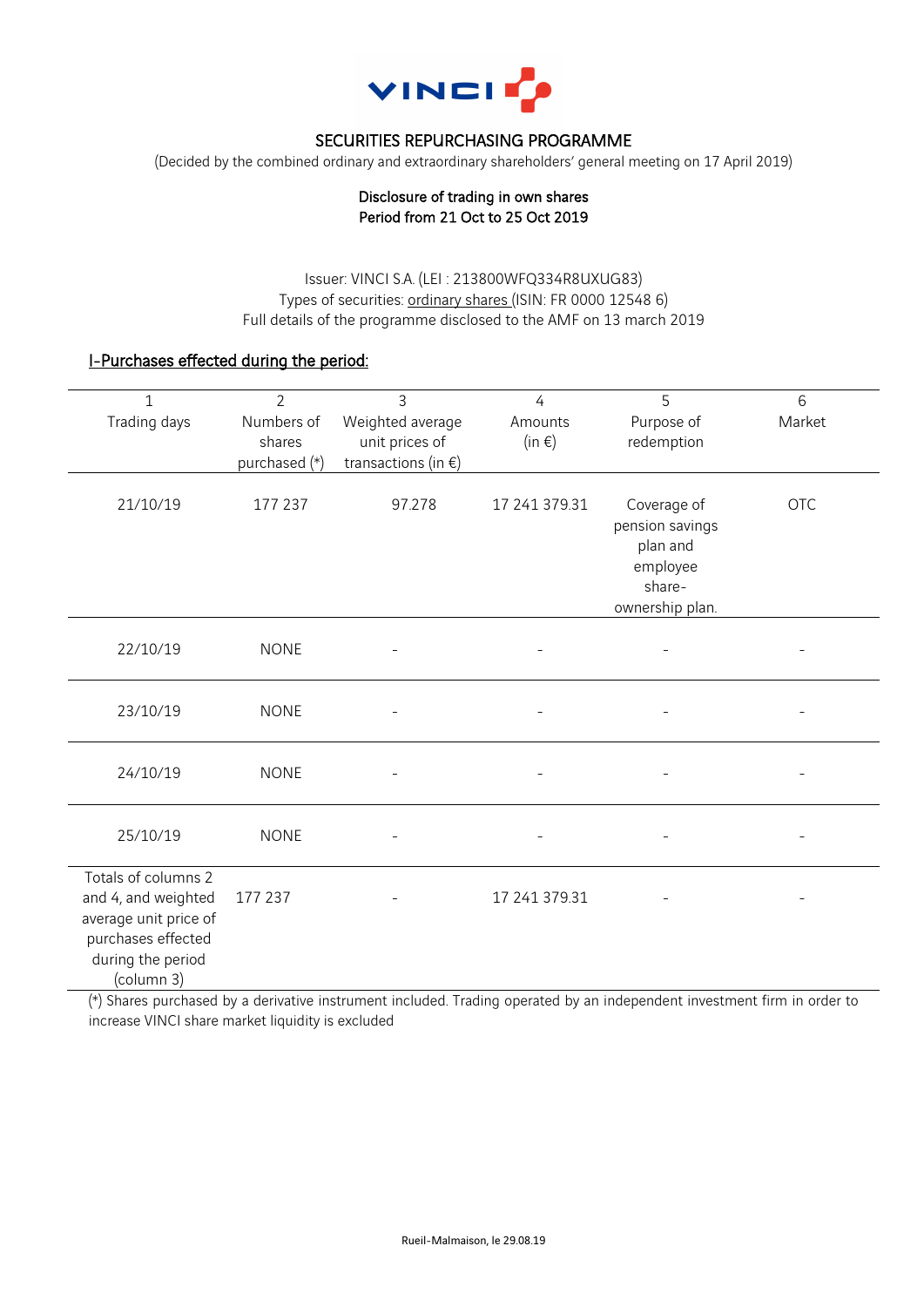# SECURITIES REPURCHASING PROGRAMME

(Decided by the combined ordinary and extraordinary shareholders' general meeting on 17 April 2019)

## Disclosure of trading in own shares
## Period from 21 Oct to 25 Oct 2019

Issuer: VINCI S.A. (LEI : 213800WFQ334R8UXUG83)
Types of securities: ordinary shares (ISIN: FR 0000 12548 6)
Full details of the programme disclosed to the AMF on 13 march 2019

## I-Purchases effected during the period:

| 1<br>Trading days | 2<br>Numbers of shares purchased (*) | 3<br>Weighted average unit prices of transactions (in €) | 4<br>Amounts (in €) | 5<br>Purpose of redemption | 6<br>Market |
|---|---|---|---|---|---|
| 21/10/19 | 177 237 | 97.278 | 17 241 379.31 | Coverage of pension savings plan and employee share-ownership plan. | OTC |
| 22/10/19 | NONE | - | - | - | - |
| 23/10/19 | NONE | - | - | - | - |
| 24/10/19 | NONE | - | - | - | - |
| 25/10/19 | NONE | - | - | - | - |
| Totals of columns 2 and 4, and weighted average unit price of purchases effected during the period (column 3) | 177 237 | - | 17 241 379.31 | - | - |

(*) Shares purchased by a derivative instrument included. Trading operated by an independent investment firm in order to increase VINCI share market liquidity is excluded

Rueil-Malmaison, le 29.08.19